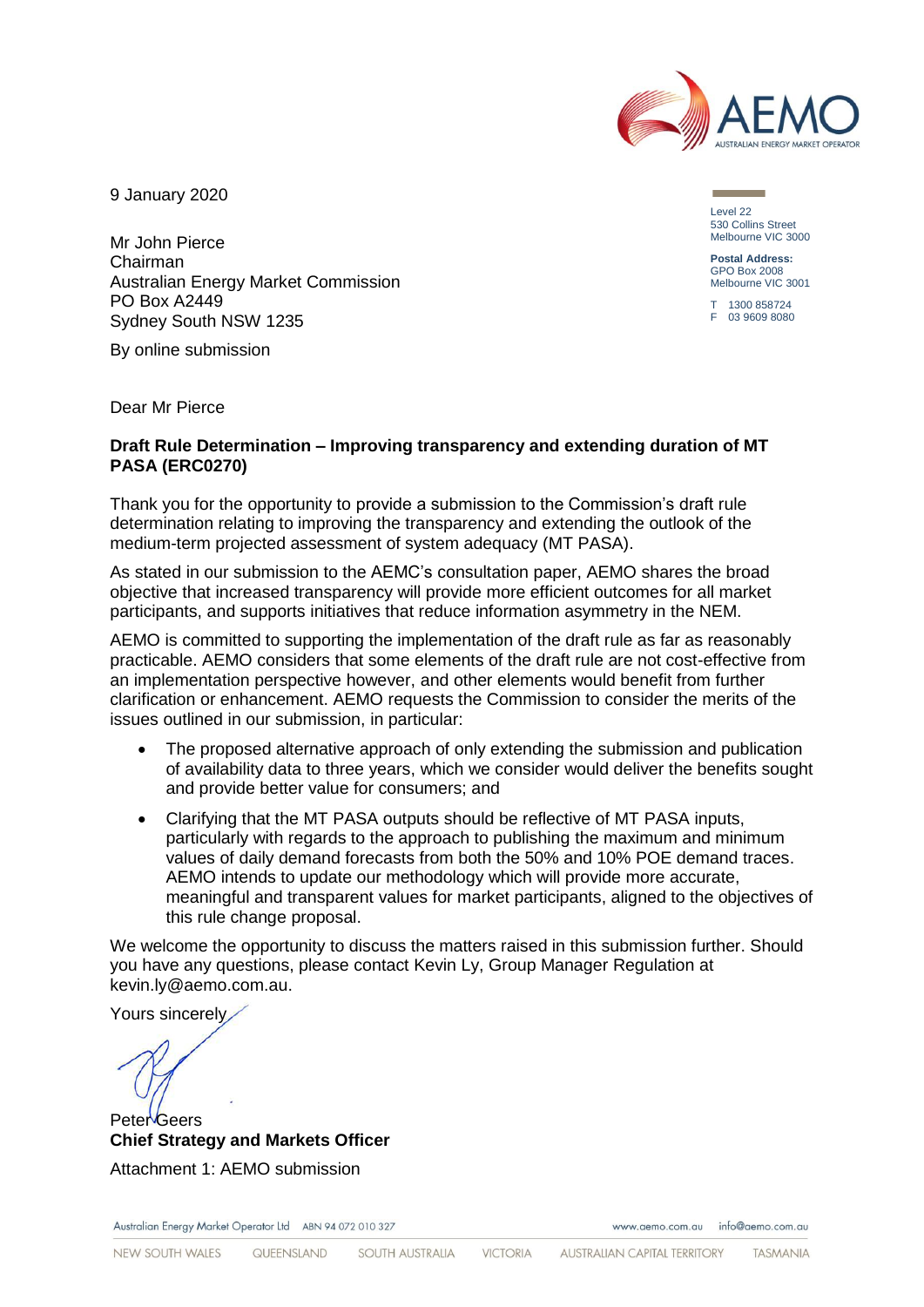9 January 2020

Level 22
530 Collins Street
Melbourne VIC 3000

**Postal Address:**
GPO Box 2008
Melbourne VIC 3001

T 1300 858724
F 03 9609 8080

Mr John Pierce
Chairman
Australian Energy Market Commission
PO Box A2449
Sydney South NSW 1235

By online submission

Dear Mr Pierce

**Draft Rule Determination – Improving transparency and extending duration of MT PASA (ERC0270)**

Thank you for the opportunity to provide a submission to the Commission's draft rule determination relating to improving the transparency and extending the outlook of the medium-term projected assessment of system adequacy (MT PASA).

As stated in our submission to the AEMC's consultation paper, AEMO shares the broad objective that increased transparency will provide more efficient outcomes for all market participants, and supports initiatives that reduce information asymmetry in the NEM.

AEMO is committed to supporting the implementation of the draft rule as far as reasonably practicable. AEMO considers that some elements of the draft rule are not cost-effective from an implementation perspective however, and other elements would benefit from further clarification or enhancement. AEMO requests the Commission to consider the merits of the issues outlined in our submission, in particular:

- The proposed alternative approach of only extending the submission and publication of availability data to three years, which we consider would deliver the benefits sought and provide better value for consumers; and
- Clarifying that the MT PASA outputs should be reflective of MT PASA inputs, particularly with regards to the approach to publishing the maximum and minimum values of daily demand forecasts from both the 50% and 10% POE demand traces. AEMO intends to update our methodology which will provide more accurate, meaningful and transparent values for market participants, aligned to the objectives of this rule change proposal.

We welcome the opportunity to discuss the matters raised in this submission further. Should you have any questions, please contact Kevin Ly, Group Manager Regulation at kevin.ly@aemo.com.au.

Yours sincerely

Peter Geers
**Chief Strategy and Markets Officer**

Attachment 1: AEMO submission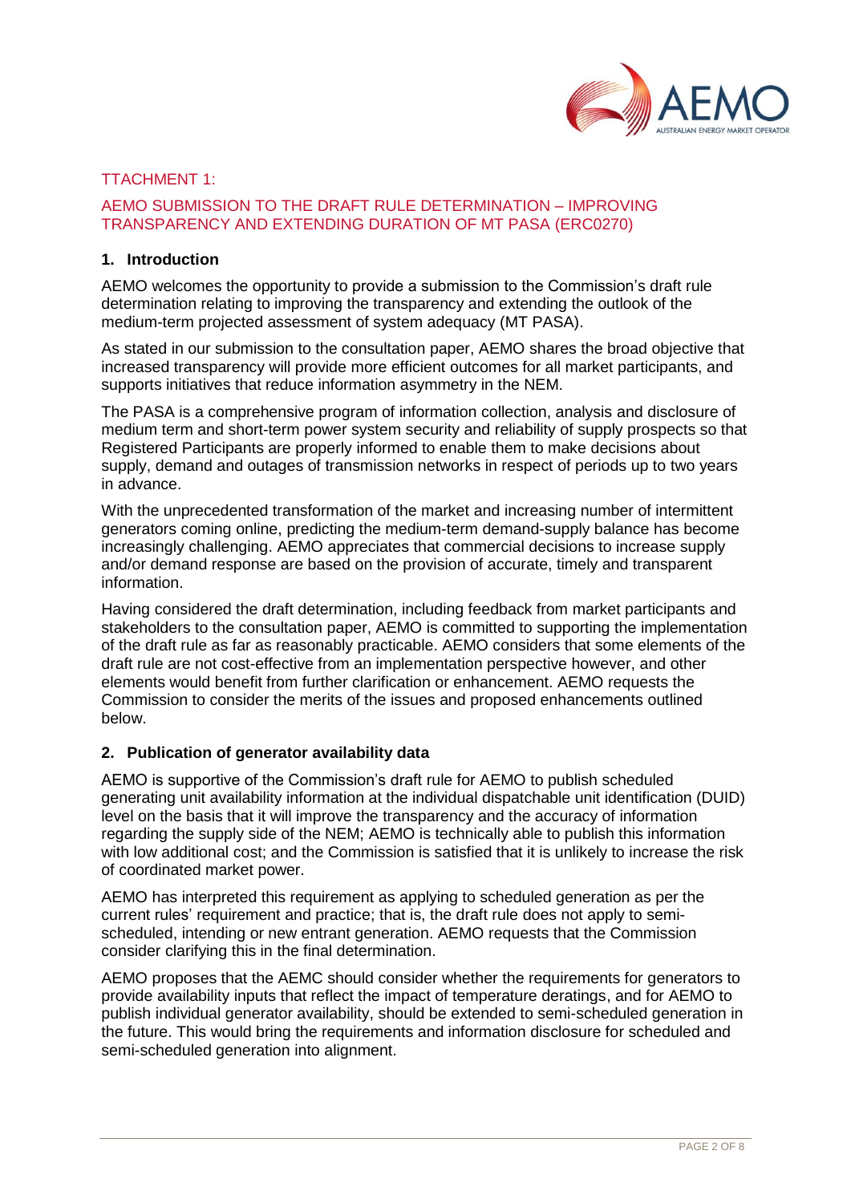TTACHMENT 1:

AEMO SUBMISSION TO THE DRAFT RULE DETERMINATION – IMPROVING TRANSPARENCY AND EXTENDING DURATION OF MT PASA (ERC0270)

## 1. Introduction

AEMO welcomes the opportunity to provide a submission to the Commission's draft rule determination relating to improving the transparency and extending the outlook of the medium-term projected assessment of system adequacy (MT PASA).

As stated in our submission to the consultation paper, AEMO shares the broad objective that increased transparency will provide more efficient outcomes for all market participants, and supports initiatives that reduce information asymmetry in the NEM.

The PASA is a comprehensive program of information collection, analysis and disclosure of medium term and short-term power system security and reliability of supply prospects so that Registered Participants are properly informed to enable them to make decisions about supply, demand and outages of transmission networks in respect of periods up to two years in advance.

With the unprecedented transformation of the market and increasing number of intermittent generators coming online, predicting the medium-term demand-supply balance has become increasingly challenging. AEMO appreciates that commercial decisions to increase supply and/or demand response are based on the provision of accurate, timely and transparent information.

Having considered the draft determination, including feedback from market participants and stakeholders to the consultation paper, AEMO is committed to supporting the implementation of the draft rule as far as reasonably practicable. AEMO considers that some elements of the draft rule are not cost-effective from an implementation perspective however, and other elements would benefit from further clarification or enhancement. AEMO requests the Commission to consider the merits of the issues and proposed enhancements outlined below.

## 2. Publication of generator availability data

AEMO is supportive of the Commission's draft rule for AEMO to publish scheduled generating unit availability information at the individual dispatchable unit identification (DUID) level on the basis that it will improve the transparency and the accuracy of information regarding the supply side of the NEM; AEMO is technically able to publish this information with low additional cost; and the Commission is satisfied that it is unlikely to increase the risk of coordinated market power.

AEMO has interpreted this requirement as applying to scheduled generation as per the current rules' requirement and practice; that is, the draft rule does not apply to semi-scheduled, intending or new entrant generation. AEMO requests that the Commission consider clarifying this in the final determination.

AEMO proposes that the AEMC should consider whether the requirements for generators to provide availability inputs that reflect the impact of temperature deratings, and for AEMO to publish individual generator availability, should be extended to semi-scheduled generation in the future. This would bring the requirements and information disclosure for scheduled and semi-scheduled generation into alignment.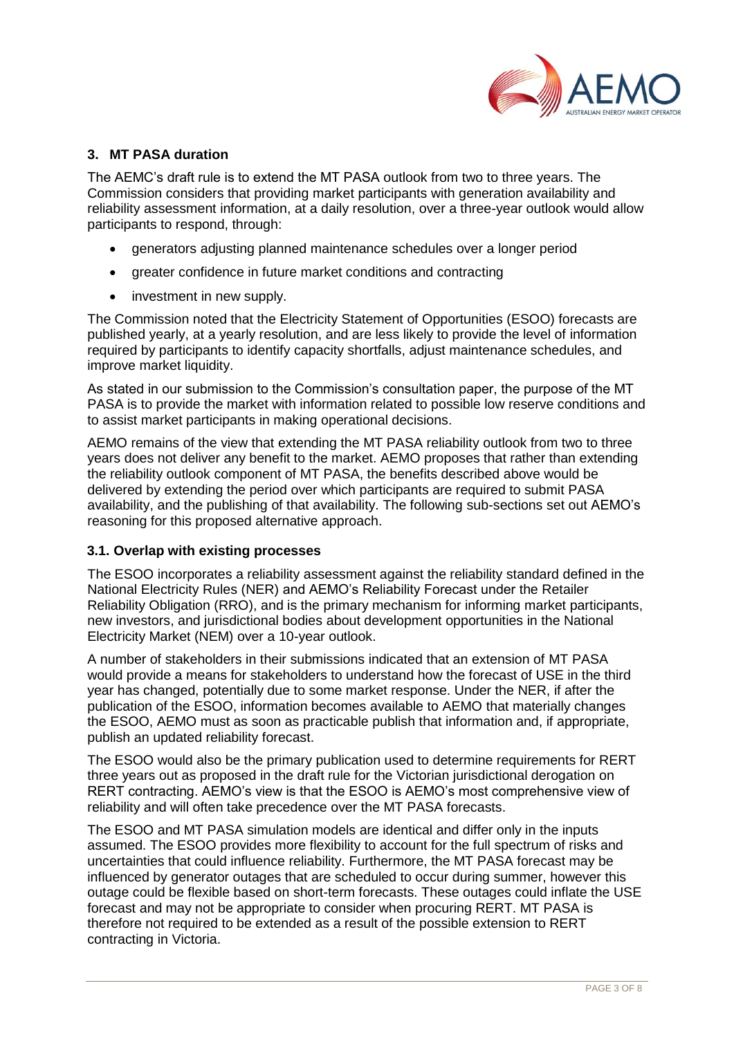## 3. MT PASA duration

The AEMC's draft rule is to extend the MT PASA outlook from two to three years. The Commission considers that providing market participants with generation availability and reliability assessment information, at a daily resolution, over a three-year outlook would allow participants to respond, through:

- generators adjusting planned maintenance schedules over a longer period
- greater confidence in future market conditions and contracting
- investment in new supply.

The Commission noted that the Electricity Statement of Opportunities (ESOO) forecasts are published yearly, at a yearly resolution, and are less likely to provide the level of information required by participants to identify capacity shortfalls, adjust maintenance schedules, and improve market liquidity.

As stated in our submission to the Commission's consultation paper, the purpose of the MT PASA is to provide the market with information related to possible low reserve conditions and to assist market participants in making operational decisions.

AEMO remains of the view that extending the MT PASA reliability outlook from two to three years does not deliver any benefit to the market. AEMO proposes that rather than extending the reliability outlook component of MT PASA, the benefits described above would be delivered by extending the period over which participants are required to submit PASA availability, and the publishing of that availability. The following sub-sections set out AEMO's reasoning for this proposed alternative approach.

### 3.1. Overlap with existing processes

The ESOO incorporates a reliability assessment against the reliability standard defined in the National Electricity Rules (NER) and AEMO's Reliability Forecast under the Retailer Reliability Obligation (RRO), and is the primary mechanism for informing market participants, new investors, and jurisdictional bodies about development opportunities in the National Electricity Market (NEM) over a 10-year outlook.

A number of stakeholders in their submissions indicated that an extension of MT PASA would provide a means for stakeholders to understand how the forecast of USE in the third year has changed, potentially due to some market response. Under the NER, if after the publication of the ESOO, information becomes available to AEMO that materially changes the ESOO, AEMO must as soon as practicable publish that information and, if appropriate, publish an updated reliability forecast.

The ESOO would also be the primary publication used to determine requirements for RERT three years out as proposed in the draft rule for the Victorian jurisdictional derogation on RERT contracting. AEMO's view is that the ESOO is AEMO's most comprehensive view of reliability and will often take precedence over the MT PASA forecasts.

The ESOO and MT PASA simulation models are identical and differ only in the inputs assumed. The ESOO provides more flexibility to account for the full spectrum of risks and uncertainties that could influence reliability. Furthermore, the MT PASA forecast may be influenced by generator outages that are scheduled to occur during summer, however this outage could be flexible based on short-term forecasts. These outages could inflate the USE forecast and may not be appropriate to consider when procuring RERT. MT PASA is therefore not required to be extended as a result of the possible extension to RERT contracting in Victoria.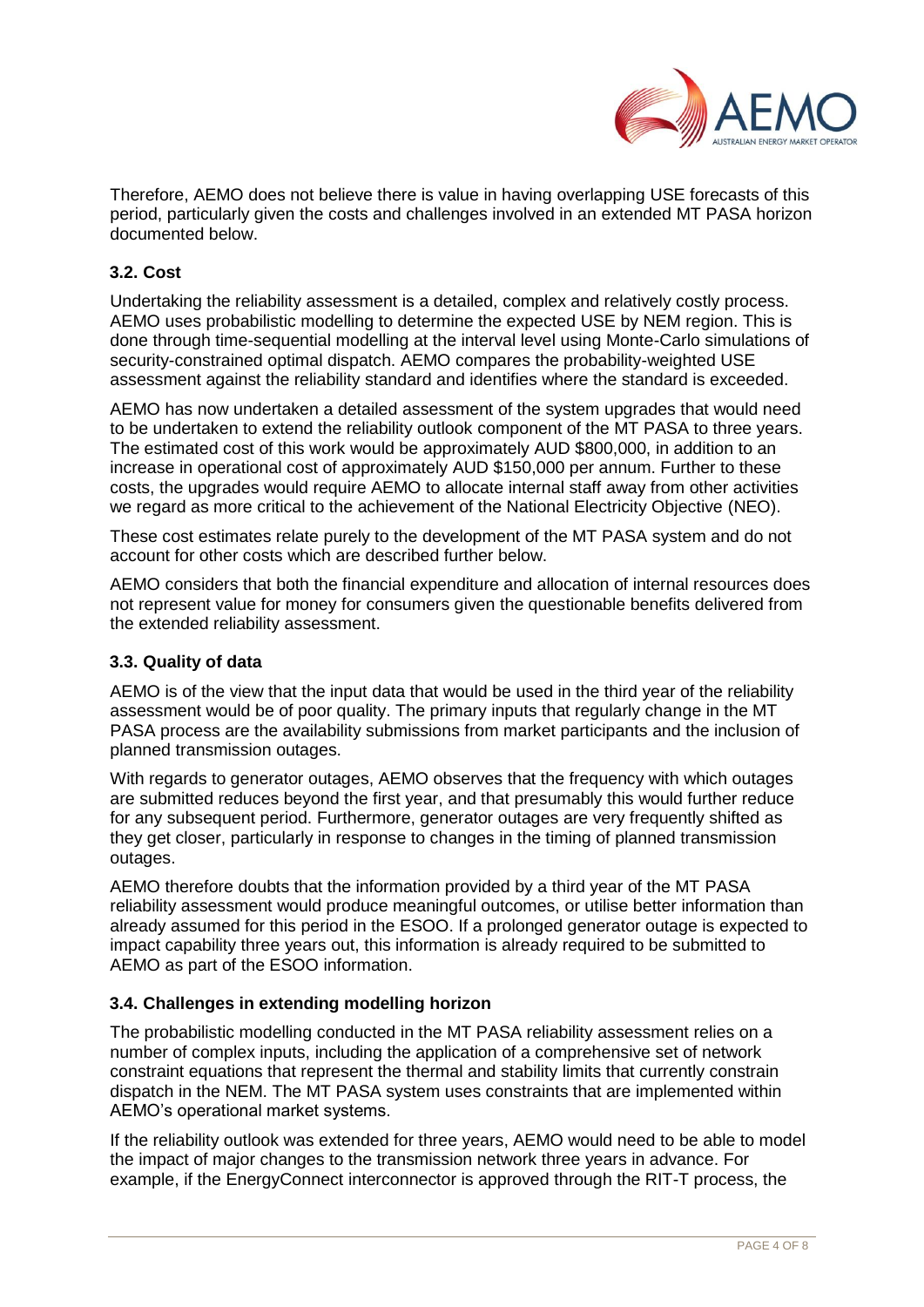Therefore, AEMO does not believe there is value in having overlapping USE forecasts of this period, particularly given the costs and challenges involved in an extended MT PASA horizon documented below.

### 3.2. Cost

Undertaking the reliability assessment is a detailed, complex and relatively costly process. AEMO uses probabilistic modelling to determine the expected USE by NEM region. This is done through time-sequential modelling at the interval level using Monte-Carlo simulations of security-constrained optimal dispatch. AEMO compares the probability-weighted USE assessment against the reliability standard and identifies where the standard is exceeded.

AEMO has now undertaken a detailed assessment of the system upgrades that would need to be undertaken to extend the reliability outlook component of the MT PASA to three years. The estimated cost of this work would be approximately AUD $800,000, in addition to an increase in operational cost of approximately AUD $150,000 per annum. Further to these costs, the upgrades would require AEMO to allocate internal staff away from other activities we regard as more critical to the achievement of the National Electricity Objective (NEO).

These cost estimates relate purely to the development of the MT PASA system and do not account for other costs which are described further below.

AEMO considers that both the financial expenditure and allocation of internal resources does not represent value for money for consumers given the questionable benefits delivered from the extended reliability assessment.

### 3.3. Quality of data

AEMO is of the view that the input data that would be used in the third year of the reliability assessment would be of poor quality. The primary inputs that regularly change in the MT PASA process are the availability submissions from market participants and the inclusion of planned transmission outages.

With regards to generator outages, AEMO observes that the frequency with which outages are submitted reduces beyond the first year, and that presumably this would further reduce for any subsequent period. Furthermore, generator outages are very frequently shifted as they get closer, particularly in response to changes in the timing of planned transmission outages.

AEMO therefore doubts that the information provided by a third year of the MT PASA reliability assessment would produce meaningful outcomes, or utilise better information than already assumed for this period in the ESOO. If a prolonged generator outage is expected to impact capability three years out, this information is already required to be submitted to AEMO as part of the ESOO information.

### 3.4. Challenges in extending modelling horizon

The probabilistic modelling conducted in the MT PASA reliability assessment relies on a number of complex inputs, including the application of a comprehensive set of network constraint equations that represent the thermal and stability limits that currently constrain dispatch in the NEM. The MT PASA system uses constraints that are implemented within AEMO's operational market systems.

If the reliability outlook was extended for three years, AEMO would need to be able to model the impact of major changes to the transmission network three years in advance. For example, if the EnergyConnect interconnector is approved through the RIT-T process, the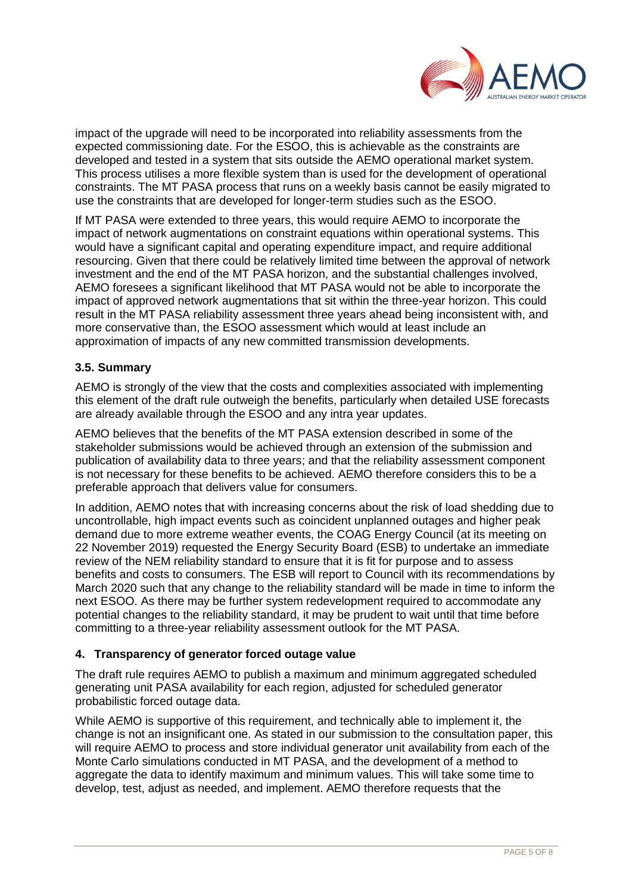impact of the upgrade will need to be incorporated into reliability assessments from the expected commissioning date. For the ESOO, this is achievable as the constraints are developed and tested in a system that sits outside the AEMO operational market system. This process utilises a more flexible system than is used for the development of operational constraints. The MT PASA process that runs on a weekly basis cannot be easily migrated to use the constraints that are developed for longer-term studies such as the ESOO.

If MT PASA were extended to three years, this would require AEMO to incorporate the impact of network augmentations on constraint equations within operational systems. This would have a significant capital and operating expenditure impact, and require additional resourcing. Given that there could be relatively limited time between the approval of network investment and the end of the MT PASA horizon, and the substantial challenges involved, AEMO foresees a significant likelihood that MT PASA would not be able to incorporate the impact of approved network augmentations that sit within the three-year horizon. This could result in the MT PASA reliability assessment three years ahead being inconsistent with, and more conservative than, the ESOO assessment which would at least include an approximation of impacts of any new committed transmission developments.

### 3.5. Summary

AEMO is strongly of the view that the costs and complexities associated with implementing this element of the draft rule outweigh the benefits, particularly when detailed USE forecasts are already available through the ESOO and any intra year updates.

AEMO believes that the benefits of the MT PASA extension described in some of the stakeholder submissions would be achieved through an extension of the submission and publication of availability data to three years; and that the reliability assessment component is not necessary for these benefits to be achieved. AEMO therefore considers this to be a preferable approach that delivers value for consumers.

In addition, AEMO notes that with increasing concerns about the risk of load shedding due to uncontrollable, high impact events such as coincident unplanned outages and higher peak demand due to more extreme weather events, the COAG Energy Council (at its meeting on 22 November 2019) requested the Energy Security Board (ESB) to undertake an immediate review of the NEM reliability standard to ensure that it is fit for purpose and to assess benefits and costs to consumers. The ESB will report to Council with its recommendations by March 2020 such that any change to the reliability standard will be made in time to inform the next ESOO. As there may be further system redevelopment required to accommodate any potential changes to the reliability standard, it may be prudent to wait until that time before committing to a three-year reliability assessment outlook for the MT PASA.

## 4. Transparency of generator forced outage value

The draft rule requires AEMO to publish a maximum and minimum aggregated scheduled generating unit PASA availability for each region, adjusted for scheduled generator probabilistic forced outage data.

While AEMO is supportive of this requirement, and technically able to implement it, the change is not an insignificant one. As stated in our submission to the consultation paper, this will require AEMO to process and store individual generator unit availability from each of the Monte Carlo simulations conducted in MT PASA, and the development of a method to aggregate the data to identify maximum and minimum values. This will take some time to develop, test, adjust as needed, and implement. AEMO therefore requests that the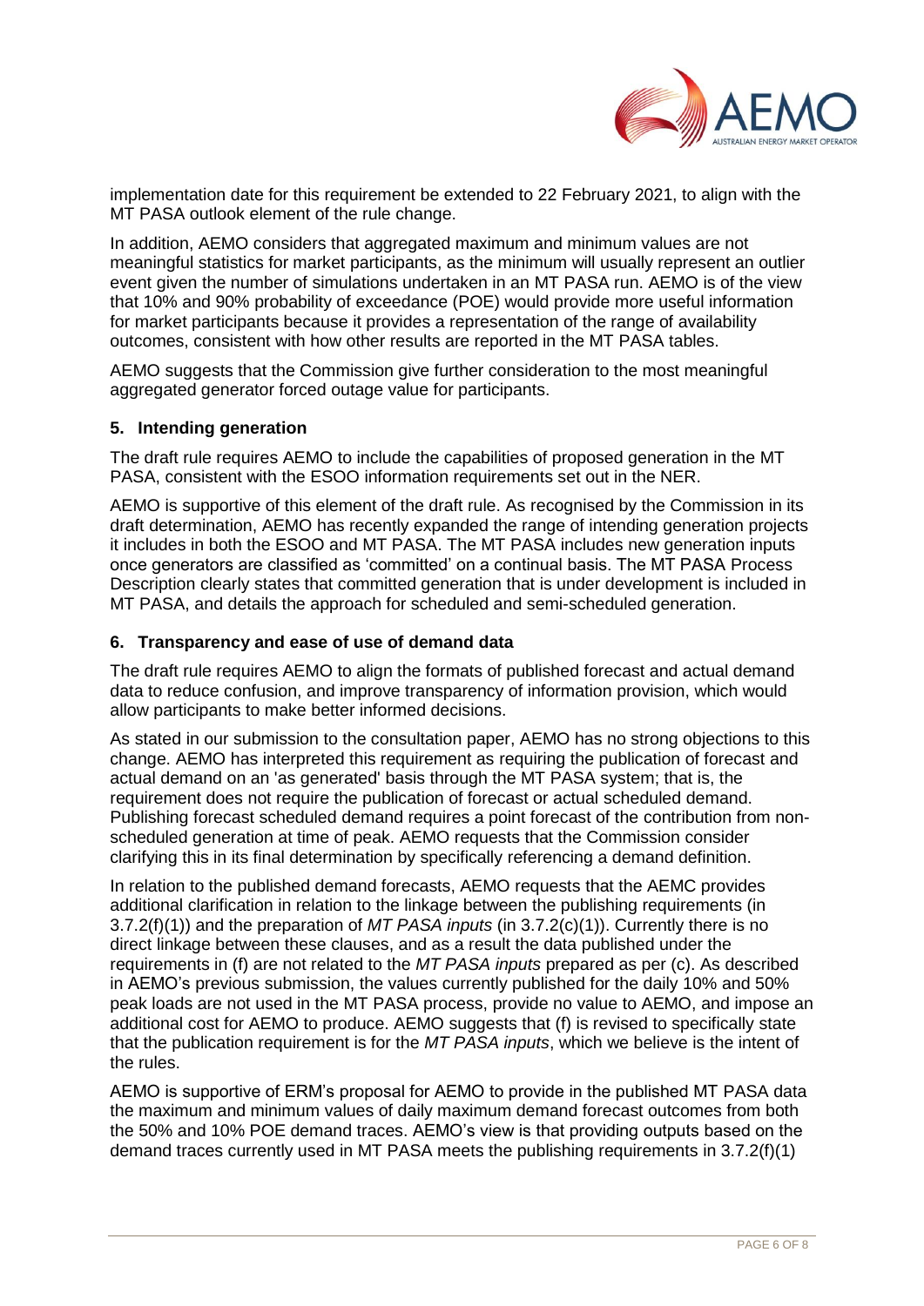implementation date for this requirement be extended to 22 February 2021, to align with the MT PASA outlook element of the rule change.

In addition, AEMO considers that aggregated maximum and minimum values are not meaningful statistics for market participants, as the minimum will usually represent an outlier event given the number of simulations undertaken in an MT PASA run. AEMO is of the view that 10% and 90% probability of exceedance (POE) would provide more useful information for market participants because it provides a representation of the range of availability outcomes, consistent with how other results are reported in the MT PASA tables.

AEMO suggests that the Commission give further consideration to the most meaningful aggregated generator forced outage value for participants.

## 5. Intending generation

The draft rule requires AEMO to include the capabilities of proposed generation in the MT PASA, consistent with the ESOO information requirements set out in the NER.

AEMO is supportive of this element of the draft rule. As recognised by the Commission in its draft determination, AEMO has recently expanded the range of intending generation projects it includes in both the ESOO and MT PASA. The MT PASA includes new generation inputs once generators are classified as 'committed' on a continual basis. The MT PASA Process Description clearly states that committed generation that is under development is included in MT PASA, and details the approach for scheduled and semi-scheduled generation.

## 6. Transparency and ease of use of demand data

The draft rule requires AEMO to align the formats of published forecast and actual demand data to reduce confusion, and improve transparency of information provision, which would allow participants to make better informed decisions.

As stated in our submission to the consultation paper, AEMO has no strong objections to this change. AEMO has interpreted this requirement as requiring the publication of forecast and actual demand on an 'as generated' basis through the MT PASA system; that is, the requirement does not require the publication of forecast or actual scheduled demand. Publishing forecast scheduled demand requires a point forecast of the contribution from non-scheduled generation at time of peak. AEMO requests that the Commission consider clarifying this in its final determination by specifically referencing a demand definition.

In relation to the published demand forecasts, AEMO requests that the AEMC provides additional clarification in relation to the linkage between the publishing requirements (in 3.7.2(f)(1)) and the preparation of *MT PASA inputs* (in 3.7.2(c)(1)). Currently there is no direct linkage between these clauses, and as a result the data published under the requirements in (f) are not related to the *MT PASA inputs* prepared as per (c). As described in AEMO's previous submission, the values currently published for the daily 10% and 50% peak loads are not used in the MT PASA process, provide no value to AEMO, and impose an additional cost for AEMO to produce. AEMO suggests that (f) is revised to specifically state that the publication requirement is for the *MT PASA inputs*, which we believe is the intent of the rules.

AEMO is supportive of ERM's proposal for AEMO to provide in the published MT PASA data the maximum and minimum values of daily maximum demand forecast outcomes from both the 50% and 10% POE demand traces. AEMO's view is that providing outputs based on the demand traces currently used in MT PASA meets the publishing requirements in 3.7.2(f)(1)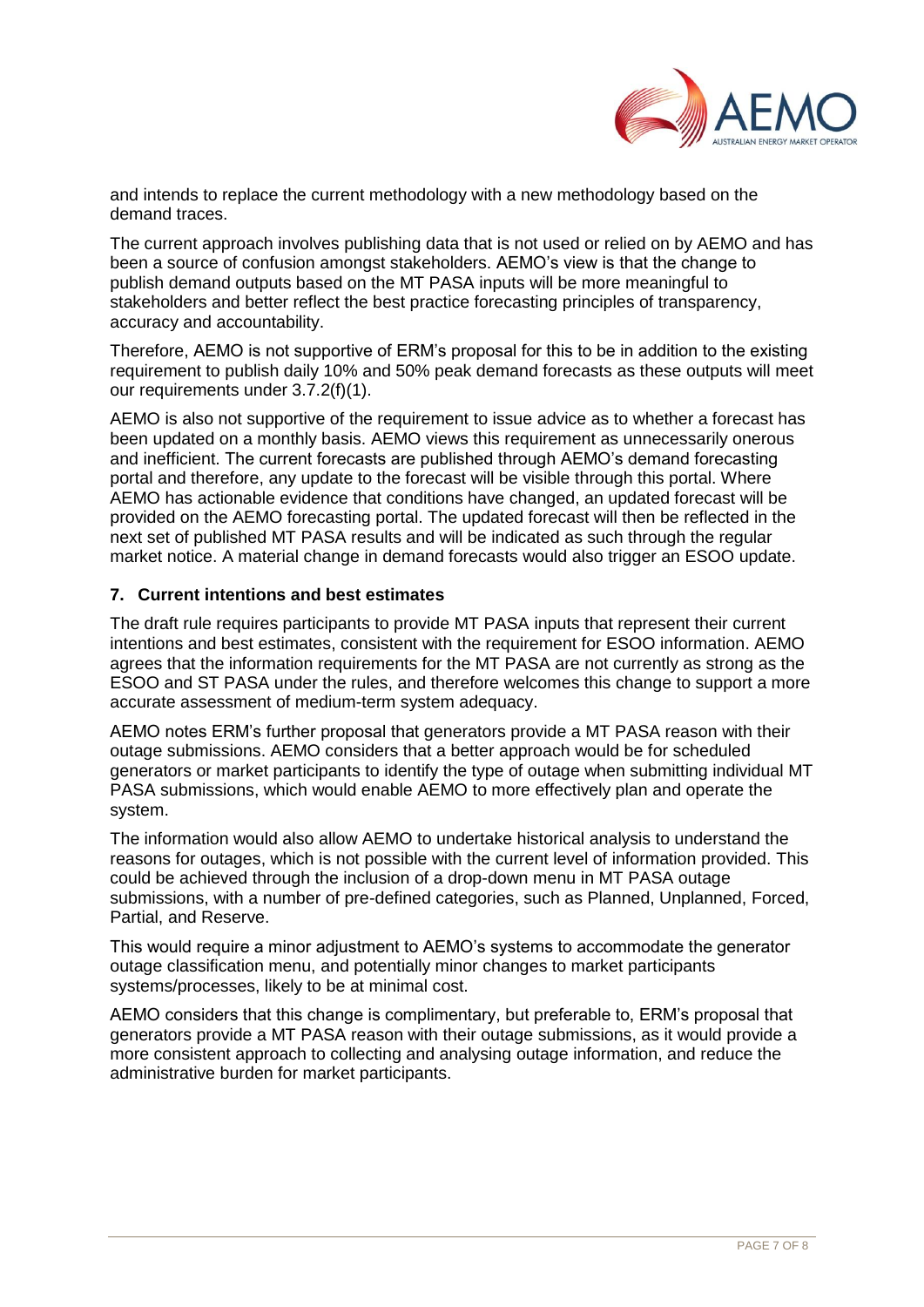and intends to replace the current methodology with a new methodology based on the demand traces.

The current approach involves publishing data that is not used or relied on by AEMO and has been a source of confusion amongst stakeholders. AEMO's view is that the change to publish demand outputs based on the MT PASA inputs will be more meaningful to stakeholders and better reflect the best practice forecasting principles of transparency, accuracy and accountability.

Therefore, AEMO is not supportive of ERM's proposal for this to be in addition to the existing requirement to publish daily 10% and 50% peak demand forecasts as these outputs will meet our requirements under 3.7.2(f)(1).

AEMO is also not supportive of the requirement to issue advice as to whether a forecast has been updated on a monthly basis. AEMO views this requirement as unnecessarily onerous and inefficient. The current forecasts are published through AEMO's demand forecasting portal and therefore, any update to the forecast will be visible through this portal. Where AEMO has actionable evidence that conditions have changed, an updated forecast will be provided on the AEMO forecasting portal. The updated forecast will then be reflected in the next set of published MT PASA results and will be indicated as such through the regular market notice. A material change in demand forecasts would also trigger an ESOO update.

### 7. Current intentions and best estimates

The draft rule requires participants to provide MT PASA inputs that represent their current intentions and best estimates, consistent with the requirement for ESOO information. AEMO agrees that the information requirements for the MT PASA are not currently as strong as the ESOO and ST PASA under the rules, and therefore welcomes this change to support a more accurate assessment of medium-term system adequacy.

AEMO notes ERM's further proposal that generators provide a MT PASA reason with their outage submissions. AEMO considers that a better approach would be for scheduled generators or market participants to identify the type of outage when submitting individual MT PASA submissions, which would enable AEMO to more effectively plan and operate the system.

The information would also allow AEMO to undertake historical analysis to understand the reasons for outages, which is not possible with the current level of information provided. This could be achieved through the inclusion of a drop-down menu in MT PASA outage submissions, with a number of pre-defined categories, such as Planned, Unplanned, Forced, Partial, and Reserve.

This would require a minor adjustment to AEMO's systems to accommodate the generator outage classification menu, and potentially minor changes to market participants systems/processes, likely to be at minimal cost.

AEMO considers that this change is complimentary, but preferable to, ERM's proposal that generators provide a MT PASA reason with their outage submissions, as it would provide a more consistent approach to collecting and analysing outage information, and reduce the administrative burden for market participants.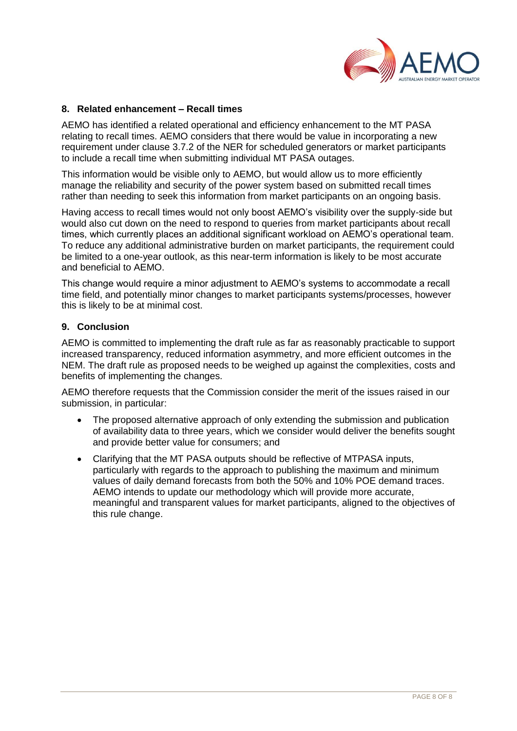## 8. Related enhancement – Recall times

AEMO has identified a related operational and efficiency enhancement to the MT PASA relating to recall times. AEMO considers that there would be value in incorporating a new requirement under clause 3.7.2 of the NER for scheduled generators or market participants to include a recall time when submitting individual MT PASA outages.

This information would be visible only to AEMO, but would allow us to more efficiently manage the reliability and security of the power system based on submitted recall times rather than needing to seek this information from market participants on an ongoing basis.

Having access to recall times would not only boost AEMO's visibility over the supply-side but would also cut down on the need to respond to queries from market participants about recall times, which currently places an additional significant workload on AEMO's operational team. To reduce any additional administrative burden on market participants, the requirement could be limited to a one-year outlook, as this near-term information is likely to be most accurate and beneficial to AEMO.

This change would require a minor adjustment to AEMO's systems to accommodate a recall time field, and potentially minor changes to market participants systems/processes, however this is likely to be at minimal cost.

## 9. Conclusion

AEMO is committed to implementing the draft rule as far as reasonably practicable to support increased transparency, reduced information asymmetry, and more efficient outcomes in the NEM. The draft rule as proposed needs to be weighed up against the complexities, costs and benefits of implementing the changes.

AEMO therefore requests that the Commission consider the merit of the issues raised in our submission, in particular:

- The proposed alternative approach of only extending the submission and publication of availability data to three years, which we consider would deliver the benefits sought and provide better value for consumers; and
- Clarifying that the MT PASA outputs should be reflective of MTPASA inputs, particularly with regards to the approach to publishing the maximum and minimum values of daily demand forecasts from both the 50% and 10% POE demand traces. AEMO intends to update our methodology which will provide more accurate, meaningful and transparent values for market participants, aligned to the objectives of this rule change.